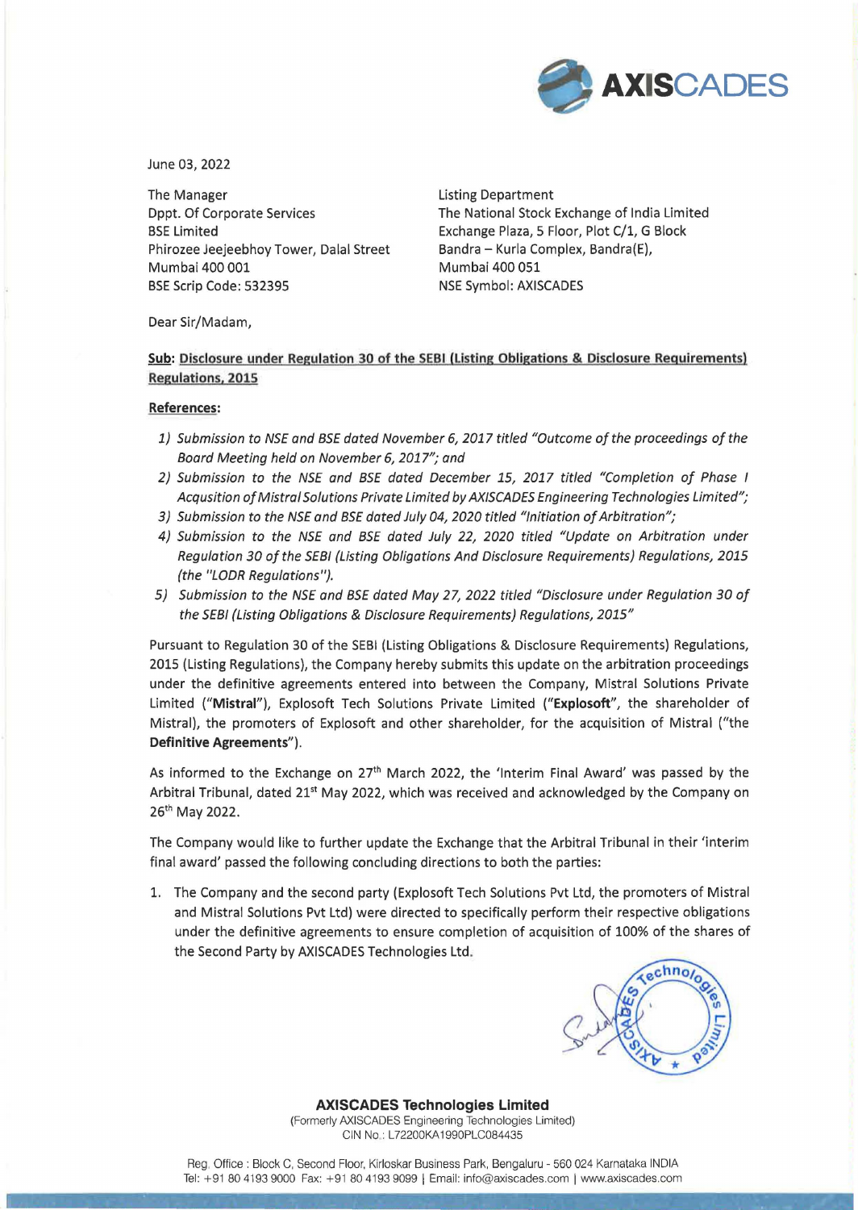June 03, 2022

The Manager
Dppt. Of Corporate Services
BSE Limited
Phirozee Jeejeebhoy Tower, Dalal Street
Mumbai 400 001
BSE Scrip Code: 532395

Listing Department
The National Stock Exchange of India Limited
Exchange Plaza, 5 Floor, Plot C/1, G Block
Bandra – Kurla Complex, Bandra(E),
Mumbai 400 051
NSE Symbol: AXISCADES

Dear Sir/Madam,

**Sub: Disclosure under Regulation 30 of the SEBI (Listing Obligations & Disclosure Requirements) Regulations, 2015**

**References:**

1) *Submission to NSE and BSE dated November 6, 2017 titled "Outcome of the proceedings of the Board Meeting held on November 6, 2017"; and*
2) *Submission to the NSE and BSE dated December 15, 2017 titled "Completion of Phase I Acqusition of Mistral Solutions Private Limited by AXISCADES Engineering Technologies Limited";*
3) *Submission to the NSE and BSE dated July 04, 2020 titled "Initiation of Arbitration";*
4) *Submission to the NSE and BSE dated July 22, 2020 titled "Update on Arbitration under Regulation 30 of the SEBI (Listing Obligations And Disclosure Requirements) Regulations, 2015 (the "LODR Regulations").*
5) *Submission to the NSE and BSE dated May 27, 2022 titled "Disclosure under Regulation 30 of the SEBI (Listing Obligations & Disclosure Requirements) Regulations, 2015"*

Pursuant to Regulation 30 of the SEBI (Listing Obligations & Disclosure Requirements) Regulations, 2015 (Listing Regulations), the Company hereby submits this update on the arbitration proceedings under the definitive agreements entered into between the Company, Mistral Solutions Private Limited ("**Mistral**"), Explosoft Tech Solutions Private Limited ("**Explosoft**", the shareholder of Mistral), the promoters of Explosoft and other shareholder, for the acquisition of Mistral ("the **Definitive Agreements**").

As informed to the Exchange on 27th March 2022, the 'Interim Final Award' was passed by the Arbitral Tribunal, dated 21st May 2022, which was received and acknowledged by the Company on 26th May 2022.

The Company would like to further update the Exchange that the Arbitral Tribunal in their 'interim final award' passed the following concluding directions to both the parties:

1. The Company and the second party (Explosoft Tech Solutions Pvt Ltd, the promoters of Mistral and Mistral Solutions Pvt Ltd) were directed to specifically perform their respective obligations under the definitive agreements to ensure completion of acquisition of 100% of the shares of the Second Party by AXISCADES Technologies Ltd.

**AXISCADES Technologies Limited**
(Formerly AXISCADES Engineering Technologies Limited)
CIN No.: L72200KA1990PLC084435

Reg. Office : Block C, Second Floor, Kirloskar Business Park, Bengaluru - 560 024 Karnataka INDIA
Tel: +91 80 4193 9000 Fax: +91 80 4193 9099 | Email: info@axiscades.com | www.axiscades.com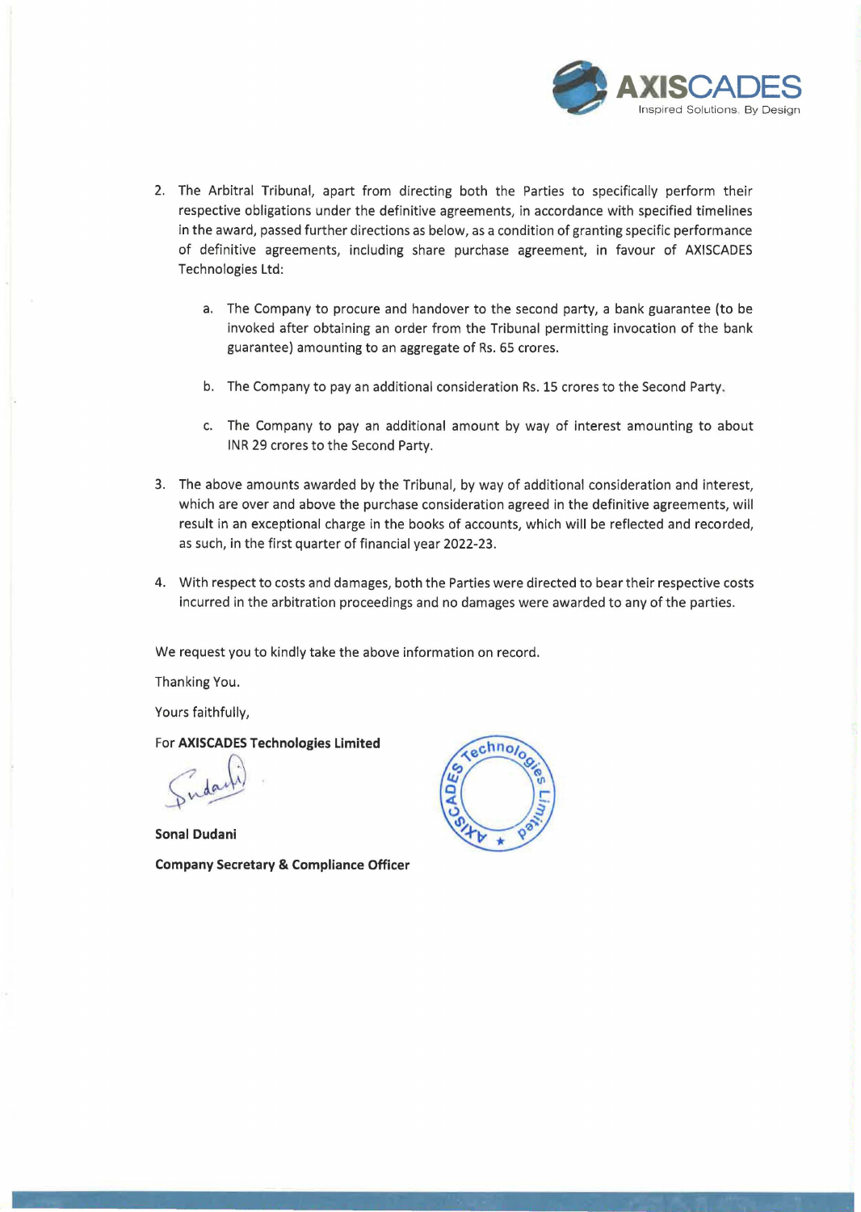2. The Arbitral Tribunal, apart from directing both the Parties to specifically perform their respective obligations under the definitive agreements, in accordance with specified timelines in the award, passed further directions as below, as a condition of granting specific performance of definitive agreements, including share purchase agreement, in favour of AXISCADES Technologies Ltd:

   a. The Company to procure and handover to the second party, a bank guarantee (to be invoked after obtaining an order from the Tribunal permitting invocation of the bank guarantee) amounting to an aggregate of Rs. 65 crores.

   b. The Company to pay an additional consideration Rs. 15 crores to the Second Party.

   c. The Company to pay an additional amount by way of interest amounting to about INR 29 crores to the Second Party.

3. The above amounts awarded by the Tribunal, by way of additional consideration and interest, which are over and above the purchase consideration agreed in the definitive agreements, will result in an exceptional charge in the books of accounts, which will be reflected and recorded, as such, in the first quarter of financial year 2022-23.

4. With respect to costs and damages, both the Parties were directed to bear their respective costs incurred in the arbitration proceedings and no damages were awarded to any of the parties.

We request you to kindly take the above information on record.

Thanking You.

Yours faithfully,

For **AXISCADES Technologies Limited**

**Sonal Dudani**

**Company Secretary & Compliance Officer**